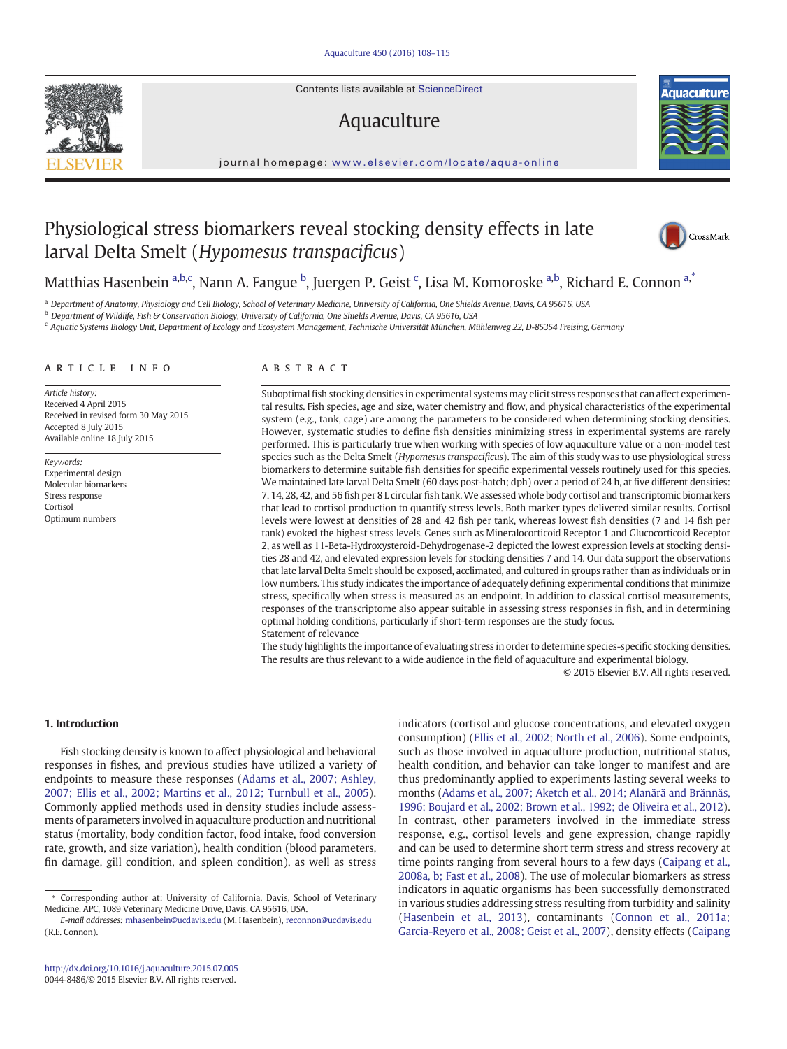# Physiological stress biomarkers reveal stocking density effects in late larval Delta Smelt (*Hypomesus transpacificus*)

Matthias Hasenbein [a,b,c], Nann A. Fangue [b], Juergen P. Geist [c], Lisa M. Komoroske [a,b], Richard E. Connon [a,*]

[a] Department of Anatomy, Physiology and Cell Biology, School of Veterinary Medicine, University of California, One Shields Avenue, Davis, CA 95616, USA
[b] Department of Wildlife, Fish & Conservation Biology, University of California, One Shields Avenue, Davis, CA 95616, USA
[c] Aquatic Systems Biology Unit, Department of Ecology and Ecosystem Management, Technische Universität München, Mühlenweg 22, D-85354 Freising, Germany

## ARTICLE INFO

*Article history:*
Received 4 April 2015
Received in revised form 30 May 2015
Accepted 8 July 2015
Available online 18 July 2015

*Keywords:*
Experimental design
Molecular biomarkers
Stress response
Cortisol
Optimum numbers

## ABSTRACT

Suboptimal fish stocking densities in experimental systems may elicit stress responses that can affect experimental results. Fish species, age and size, water chemistry and flow, and physical characteristics of the experimental system (e.g., tank, cage) are among the parameters to be considered when determining stocking densities. However, systematic studies to define fish densities minimizing stress in experimental systems are rarely performed. This is particularly true when working with species of low aquaculture value or a non-model test species such as the Delta Smelt (*Hypomesus transpacificus*). The aim of this study was to use physiological stress biomarkers to determine suitable fish densities for specific experimental vessels routinely used for this species. We maintained late larval Delta Smelt (60 days post-hatch; dph) over a period of 24 h, at five different densities: 7, 14, 28, 42, and 56 fish per 8 L circular fish tank. We assessed whole body cortisol and transcriptomic biomarkers that lead to cortisol production to quantify stress levels. Both marker types delivered similar results. Cortisol levels were lowest at densities of 28 and 42 fish per tank, whereas lowest fish densities (7 and 14 fish per tank) evoked the highest stress levels. Genes such as Mineralocorticoid Receptor 1 and Glucocorticoid Receptor 2, as well as 11-Beta-Hydroxysteroid-Dehydrogenase-2 depicted the lowest expression levels at stocking densities 28 and 42, and elevated expression levels for stocking densities 7 and 14. Our data support the observations that late larval Delta Smelt should be exposed, acclimated, and cultured in groups rather than as individuals or in low numbers. This study indicates the importance of adequately defining experimental conditions that minimize stress, specifically when stress is measured as an endpoint. In addition to classical cortisol measurements, responses of the transcriptome also appear suitable in assessing stress responses in fish, and in determining optimal holding conditions, particularly if short-term responses are the study focus.

Statement of relevance

The study highlights the importance of evaluating stress in order to determine species-specific stocking densities. The results are thus relevant to a wide audience in the field of aquaculture and experimental biology.

© 2015 Elsevier B.V. All rights reserved.

## 1. Introduction

Fish stocking density is known to affect physiological and behavioral responses in fishes, and previous studies have utilized a variety of endpoints to measure these responses (Adams et al., 2007; Ashley, 2007; Ellis et al., 2002; Martins et al., 2012; Turnbull et al., 2005). Commonly applied methods used in density studies include assessments of parameters involved in aquaculture production and nutritional status (mortality, body condition factor, food intake, food conversion rate, growth, and size variation), health condition (blood parameters, fin damage, gill condition, and spleen condition), as well as stress indicators (cortisol and glucose concentrations, and elevated oxygen consumption) (Ellis et al., 2002; North et al., 2006). Some endpoints, such as those involved in aquaculture production, nutritional status, health condition, and behavior can take longer to manifest and are thus predominantly applied to experiments lasting several weeks to months (Adams et al., 2007; Aketch et al., 2014; Alanärä and Brännäs, 1996; Boujard et al., 2002; Brown et al., 1992; de Oliveira et al., 2012). In contrast, other parameters involved in the immediate stress response, e.g., cortisol levels and gene expression, change rapidly and can be used to determine short term stress and stress recovery at time points ranging from several hours to a few days (Caipang et al., 2008a, b; Fast et al., 2008). The use of molecular biomarkers as stress indicators in aquatic organisms has been successfully demonstrated in various studies addressing stress resulting from turbidity and salinity (Hasenbein et al., 2013), contaminants (Connon et al., 2011a; Garcia-Reyero et al., 2008; Geist et al., 2007), density effects (Caipang

* Corresponding author at: University of California, Davis, School of Veterinary Medicine, APC, 1089 Veterinary Medicine Drive, Davis, CA 95616, USA.
*E-mail addresses:* mhasenbein@ucdavis.edu (M. Hasenbein), reconnon@ucdavis.edu (R.E. Connon).

http://dx.doi.org/10.1016/j.aquaculture.2015.07.005
0044-8486/© 2015 Elsevier B.V. All rights reserved.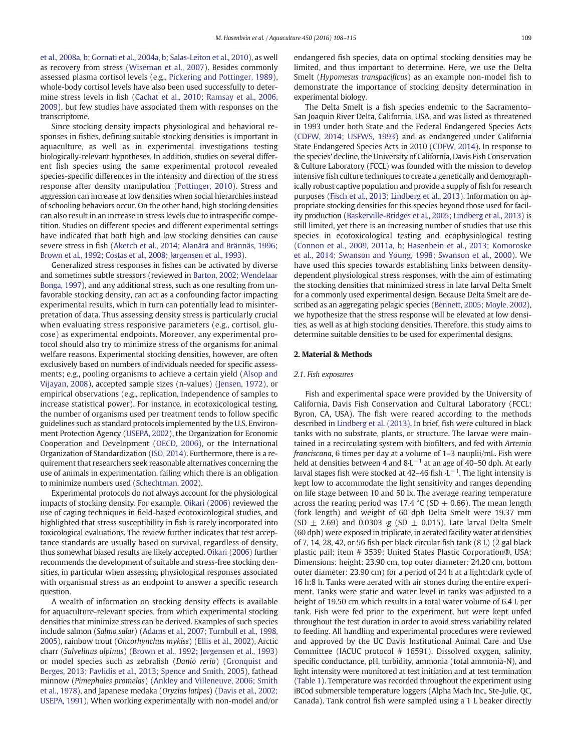et al., 2008a, b; Gornati et al., 2004a, b; Salas-Leiton et al., 2010), as well as recovery from stress (Wiseman et al., 2007). Besides commonly assessed plasma cortisol levels (e.g., Pickering and Pottinger, 1989), whole-body cortisol levels have also been used successfully to determine stress levels in fish (Cachat et al., 2010; Ramsay et al., 2006, 2009), but few studies have associated them with responses on the transcriptome.

Since stocking density impacts physiological and behavioral responses in fishes, defining suitable stocking densities is important in aquaculture, as well as in experimental investigations testing biologically-relevant hypotheses. In addition, studies on several different fish species using the same experimental protocol revealed species-specific differences in the intensity and direction of the stress response after density manipulation (Pottinger, 2010). Stress and aggression can increase at low densities when social hierarchies instead of schooling behaviors occur. On the other hand, high stocking densities can also result in an increase in stress levels due to intraspecific competition. Studies on different species and different experimental settings have indicated that both high and low stocking densities can cause severe stress in fish (Aketch et al., 2014; Alanärä and Brännäs, 1996; Brown et al., 1992; Costas et al., 2008; Jørgensen et al., 1993).

Generalized stress responses in fishes can be activated by diverse and sometimes subtle stressors (reviewed in Barton, 2002; Wendelaar Bonga, 1997), and any additional stress, such as one resulting from unfavorable stocking density, can act as a confounding factor impacting experimental results, which in turn can potentially lead to misinterpretation of data. Thus assessing density stress is particularly crucial when evaluating stress responsive parameters (e.g., cortisol, glucose) as experimental endpoints. Moreover, any experimental protocol should also try to minimize stress of the organisms for animal welfare reasons. Experimental stocking densities, however, are often exclusively based on numbers of individuals needed for specific assessments; e.g., pooling organisms to achieve a certain yield (Alsop and Vijayan, 2008), accepted sample sizes (n-values) (Jensen, 1972), or empirical observations (e.g., replication, independence of samples to increase statistical power). For instance, in ecotoxicological testing, the number of organisms used per treatment tends to follow specific guidelines such as standard protocols implemented by the U.S. Environment Protection Agency (USEPA, 2002), the Organization for Economic Cooperation and Development (OECD, 2006), or the International Organization of Standardization (ISO, 2014). Furthermore, there is a requirement that researchers seek reasonable alternatives concerning the use of animals in experimentation, failing which there is an obligation to minimize numbers used (Schechtman, 2002).

Experimental protocols do not always account for the physiological impacts of stocking density. For example, Oikari (2006) reviewed the use of caging techniques in field-based ecotoxicological studies, and highlighted that stress susceptibility in fish is rarely incorporated into toxicological evaluations. The review further indicates that test acceptance standards are usually based on survival, regardless of density, thus somewhat biased results are likely accepted. Oikari (2006) further recommends the development of suitable and stress-free stocking densities, in particular when assessing physiological responses associated with organismal stress as an endpoint to answer a specific research question.

A wealth of information on stocking density effects is available for aquaculture-relevant species, from which experimental stocking densities that minimize stress can be derived. Examples of such species include salmon (*Salmo salar*) (Adams et al., 2007; Turnbull et al., 1998, 2005), rainbow trout (*Oncorhynchus mykiss*) (Ellis et al., 2002), Arctic charr (*Salvelinus alpinus*) (Brown et al., 1992; Jørgensen et al., 1993) or model species such as zebrafish (*Danio rerio*) (Gronquist and Berges, 2013; Pavlidis et al., 2013; Spence and Smith, 2005), fathead minnow (*Pimephales promelas*) (Ankley and Villeneuve, 2006; Smith et al., 1978), and Japanese medaka (*Oryzias latipes*) (Davis et al., 2002; USEPA, 1991). When working experimentally with non-model and/or endangered fish species, data on optimal stocking densities may be limited, and thus important to determine. Here, we use the Delta Smelt (*Hypomesus transpacificus*) as an example non-model fish to demonstrate the importance of stocking density determination in experimental biology.

The Delta Smelt is a fish species endemic to the Sacramento–San Joaquin River Delta, California, USA, and was listed as threatened in 1993 under both State and the Federal Endangered Species Acts (CDFW, 2014; USFWS, 1993) and as endangered under California State Endangered Species Acts in 2010 (CDFW, 2014). In response to the species' decline, the University of California, Davis Fish Conservation & Culture Laboratory (FCCL) was founded with the mission to develop intensive fish culture techniques to create a genetically and demographically robust captive population and provide a supply of fish for research purposes (Fisch et al., 2013; Lindberg et al., 2013). Information on appropriate stocking densities for this species beyond those used for facility production (Baskerville-Bridges et al., 2005; Lindberg et al., 2013) is still limited, yet there is an increasing number of studies that use this species in ecotoxicological testing and ecophysiological testing (Connon et al., 2009, 2011a, b; Hasenbein et al., 2013; Komoroske et al., 2014; Swanson and Young, 1998; Swanson et al., 2000). We have used this species towards establishing links between density-dependent physiological stress responses, with the aim of estimating the stocking densities that minimized stress in late larval Delta Smelt for a commonly used experimental design. Because Delta Smelt are described as an aggregating pelagic species (Bennett, 2005; Moyle, 2002), we hypothesize that the stress response will be elevated at low densities, as well as at high stocking densities. Therefore, this study aims to determine suitable densities to be used for experimental designs.

## 2. Material & Methods

### 2.1. Fish exposures

Fish and experimental space were provided by the University of California, Davis Fish Conservation and Cultural Laboratory (FCCL; Byron, CA, USA). The fish were reared according to the methods described in Lindberg et al. (2013). In brief, fish were cultured in black tanks with no substrate, plants, or structure. The larvae were maintained in a recirculating system with biofilters, and fed with *Artemia franciscana*, 6 times per day at a volume of 1–3 nauplii/mL. Fish were held at densities between 4 and 8·$L^{-1}$ at an age of 40–50 dph. At early larval stages fish were stocked at 42–46 fish ·$L^{-1}$. The light intensity is kept low to accommodate the light sensitivity and ranges depending on life stage between 10 and 50 lx. The average rearing temperature across the rearing period was 17.4 °C (SD ± 0.66). The mean length (fork length) and weight of 60 dph Delta Smelt were 19.37 mm (SD ± 2.69) and 0.0303 ·g (SD ± 0.015). Late larval Delta Smelt (60 dph) were exposed in triplicate, in aerated facility water at densities of 7, 14, 28, 42, or 56 fish per black circular fish tank (8 L) (2 gal black plastic pail; item # 3539; United States Plastic Corporation®, USA; Dimensions: height: 23.90 cm, top outer diameter: 24.20 cm, bottom outer diameter: 23.90 cm) for a period of 24 h at a light:dark cycle of 16 h:8 h. Tanks were aerated with air stones during the entire experiment. Tanks were static and water level in tanks was adjusted to a height of 19.50 cm which results in a total water volume of 6.4 L per tank. Fish were fed prior to the experiment, but were kept unfed throughout the test duration in order to avoid stress variability related to feeding. All handling and experimental procedures were reviewed and approved by the UC Davis Institutional Animal Care and Use Committee (IACUC protocol # 16591). Dissolved oxygen, salinity, specific conductance, pH, turbidity, ammonia (total ammonia-N), and light intensity were monitored at test initiation and at test termination (Table 1). Temperature was recorded throughout the experiment using iBCod submersible temperature loggers (Alpha Mach Inc., Ste-Julie, QC, Canada). Tank control fish were sampled using a 1 L beaker directly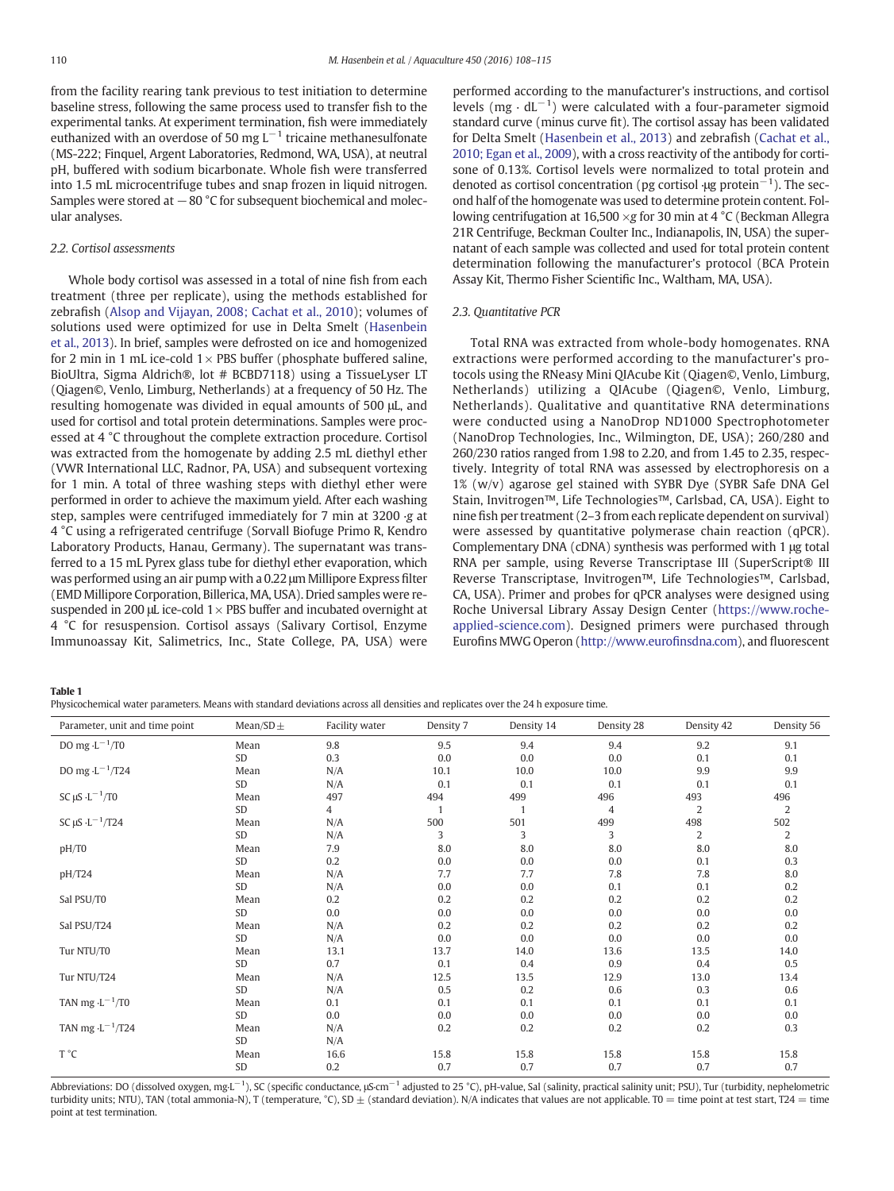from the facility rearing tank previous to test initiation to determine baseline stress, following the same process used to transfer fish to the experimental tanks. At experiment termination, fish were immediately euthanized with an overdose of 50 mg $L^{-1}$ tricaine methanesulfonate (MS-222; Finquel, Argent Laboratories, Redmond, WA, USA), at neutral pH, buffered with sodium bicarbonate. Whole fish were transferred into 1.5 mL microcentrifuge tubes and snap frozen in liquid nitrogen. Samples were stored at −80 °C for subsequent biochemical and molecular analyses.

### 2.2. Cortisol assessments

Whole body cortisol was assessed in a total of nine fish from each treatment (three per replicate), using the methods established for zebrafish (Alsop and Vijayan, 2008; Cachat et al., 2010); volumes of solutions used were optimized for use in Delta Smelt (Hasenbein et al., 2013). In brief, samples were defrosted on ice and homogenized for 2 min in 1 mL ice-cold 1× PBS buffer (phosphate buffered saline, BioUltra, Sigma Aldrich®, lot # BCBD7118) using a TissueLyser LT (Qiagen©, Venlo, Limburg, Netherlands) at a frequency of 50 Hz. The resulting homogenate was divided in equal amounts of 500 μL, and used for cortisol and total protein determinations. Samples were processed at 4 °C throughout the complete extraction procedure. Cortisol was extracted from the homogenate by adding 2.5 mL diethyl ether (VWR International LLC, Radnor, PA, USA) and subsequent vortexing for 1 min. A total of three washing steps with diethyl ether were performed in order to achieve the maximum yield. After each washing step, samples were centrifuged immediately for 7 min at 3200 ·g at 4 °C using a refrigerated centrifuge (Sorvall Biofuge Primo R, Kendro Laboratory Products, Hanau, Germany). The supernatant was transferred to a 15 mL Pyrex glass tube for diethyl ether evaporation, which was performed using an air pump with a 0.22 μm Millipore Express filter (EMD Millipore Corporation, Billerica, MA, USA). Dried samples were resuspended in 200 μL ice-cold 1× PBS buffer and incubated overnight at 4 °C for resuspension. Cortisol assays (Salivary Cortisol, Enzyme Immunoassay Kit, Salimetrics, Inc., State College, PA, USA) were performed according to the manufacturer's instructions, and cortisol levels (mg · $dL^{-1}$) were calculated with a four-parameter sigmoid standard curve (minus curve fit). The cortisol assay has been validated for Delta Smelt (Hasenbein et al., 2013) and zebrafish (Cachat et al., 2010; Egan et al., 2009), with a cross reactivity of the antibody for cortisone of 0.13%. Cortisol levels were normalized to total protein and denoted as cortisol concentration (pg cortisol ·μg $protein^{-1}$). The second half of the homogenate was used to determine protein content. Following centrifugation at 16,500 ×g for 30 min at 4 °C (Beckman Allegra 21R Centrifuge, Beckman Coulter Inc., Indianapolis, IN, USA) the supernatant of each sample was collected and used for total protein content determination following the manufacturer's protocol (BCA Protein Assay Kit, Thermo Fisher Scientific Inc., Waltham, MA, USA).

### 2.3. Quantitative PCR

Total RNA was extracted from whole-body homogenates. RNA extractions were performed according to the manufacturer's protocols using the RNeasy Mini QIAcube Kit (Qiagen©, Venlo, Limburg, Netherlands) utilizing a QIAcube (Qiagen©, Venlo, Limburg, Netherlands). Qualitative and quantitative RNA determinations were conducted using a NanoDrop ND1000 Spectrophotometer (NanoDrop Technologies, Inc., Wilmington, DE, USA); 260/280 and 260/230 ratios ranged from 1.98 to 2.20, and from 1.45 to 2.35, respectively. Integrity of total RNA was assessed by electrophoresis on a 1% (w/v) agarose gel stained with SYBR Dye (SYBR Safe DNA Gel Stain, Invitrogen™, Life Technologies™, Carlsbad, CA, USA). Eight to nine fish per treatment (2–3 from each replicate dependent on survival) were assessed by quantitative polymerase chain reaction (qPCR). Complementary DNA (cDNA) synthesis was performed with 1 μg total RNA per sample, using Reverse Transcriptase III (SuperScript® III Reverse Transcriptase, Invitrogen™, Life Technologies™, Carlsbad, CA, USA). Primer and probes for qPCR analyses were designed using Roche Universal Library Assay Design Center (https://www.roche-applied-science.com). Designed primers were purchased through Eurofins MWG Operon (http://www.eurofinsdna.com), and fluorescent

**Table 1**
Physicochemical water parameters. Means with standard deviations across all densities and replicates over the 24 h exposure time.

| Parameter, unit and time point | Mean/SD ± | Facility water | Density 7 | Density 14 | Density 28 | Density 42 | Density 56 |
|---|---|---|---|---|---|---|---|
| DO mg ·$L^{-1}$/T0 | Mean | 9.8 | 9.5 | 9.4 | 9.4 | 9.2 | 9.1 |
| | SD | 0.3 | 0.0 | 0.0 | 0.0 | 0.1 | 0.1 |
| DO mg ·$L^{-1}$/T24 | Mean | N/A | 10.1 | 10.0 | 10.0 | 9.9 | 9.9 |
| | SD | N/A | 0.1 | 0.1 | 0.1 | 0.1 | 0.1 |
| SC μS ·$L^{-1}$/T0 | Mean | 497 | 494 | 499 | 496 | 493 | 496 |
| | SD | 4 | 1 | 1 | 4 | 2 | 2 |
| SC μS ·$L^{-1}$/T24 | Mean | N/A | 500 | 501 | 499 | 498 | 502 |
| | SD | N/A | 3 | 3 | 3 | 2 | 2 |
| pH/T0 | Mean | 7.9 | 8.0 | 8.0 | 8.0 | 8.0 | 8.0 |
| | SD | 0.2 | 0.0 | 0.0 | 0.0 | 0.1 | 0.3 |
| pH/T24 | Mean | N/A | 7.7 | 7.7 | 7.8 | 7.8 | 8.0 |
| | SD | N/A | 0.0 | 0.0 | 0.1 | 0.1 | 0.2 |
| Sal PSU/T0 | Mean | 0.2 | 0.2 | 0.2 | 0.2 | 0.2 | 0.2 |
| | SD | 0.0 | 0.0 | 0.0 | 0.0 | 0.0 | 0.0 |
| Sal PSU/T24 | Mean | N/A | 0.2 | 0.2 | 0.2 | 0.2 | 0.2 |
| | SD | N/A | 0.0 | 0.0 | 0.0 | 0.0 | 0.0 |
| Tur NTU/T0 | Mean | 13.1 | 13.7 | 14.0 | 13.6 | 13.5 | 14.0 |
| | SD | 0.7 | 0.1 | 0.4 | 0.9 | 0.4 | 0.5 |
| Tur NTU/T24 | Mean | N/A | 12.5 | 13.5 | 12.9 | 13.0 | 13.4 |
| | SD | N/A | 0.5 | 0.2 | 0.6 | 0.3 | 0.6 |
| TAN mg ·$L^{-1}$/T0 | Mean | 0.1 | 0.1 | 0.1 | 0.1 | 0.1 | 0.1 |
| | SD | 0.0 | 0.0 | 0.0 | 0.0 | 0.0 | 0.0 |
| TAN mg ·$L^{-1}$/T24 | Mean | N/A | 0.2 | 0.2 | 0.2 | 0.2 | 0.3 |
| | SD | N/A | | | | | |
| T °C | Mean | 16.6 | 15.8 | 15.8 | 15.8 | 15.8 | 15.8 |
| | SD | 0.2 | 0.7 | 0.7 | 0.7 | 0.7 | 0.7 |

Abbreviations: DO (dissolved oxygen, mg·$L^{-1}$), SC (specific conductance, μS·$cm^{-1}$ adjusted to 25 °C), pH-value, Sal (salinity, practical salinity unit; PSU), Tur (turbidity, nephelometric turbidity units; NTU), TAN (total ammonia-N), T (temperature, °C), SD ± (standard deviation). N/A indicates that values are not applicable. T0 = time point at test start, T24 = time point at test termination.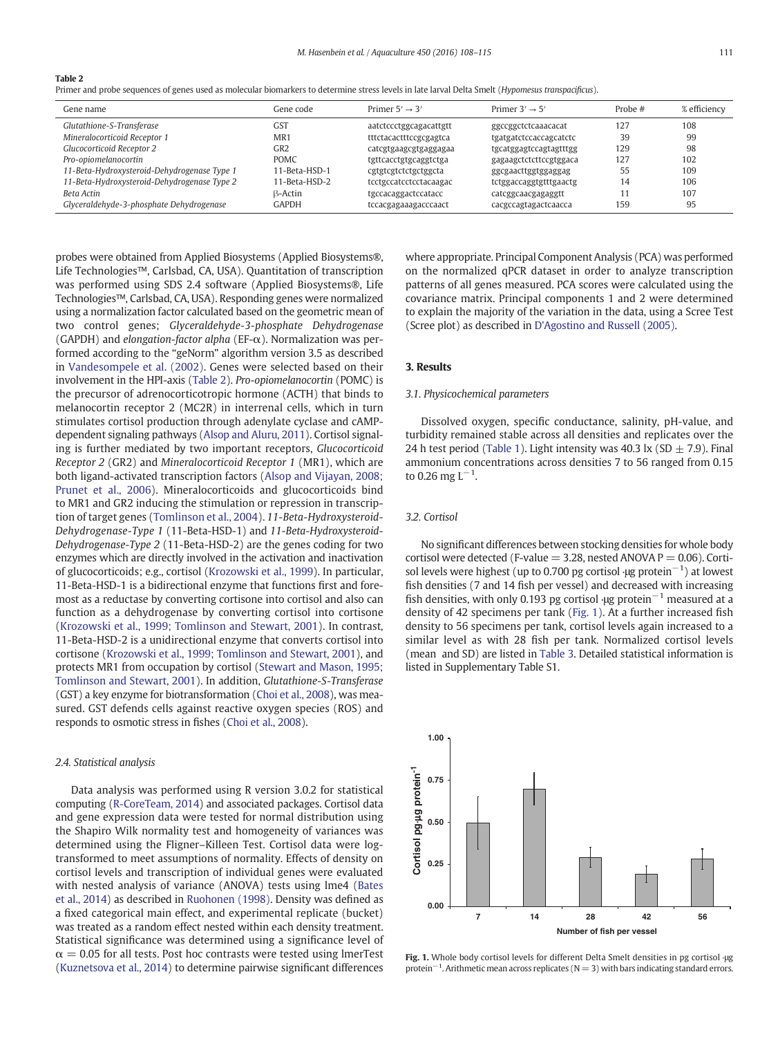**Table 2**
Primer and probe sequences of genes used as molecular biomarkers to determine stress levels in late larval Delta Smelt (*Hypomesus transpacificus*).

| Gene name | Gene code | Primer 5′ → 3′ | Primer 3′ → 5′ | Probe # | % efficiency |
|---|---|---|---|---|---|
| *Glutathione-S-Transferase* | GST | aatctccctggcagacattgtt | ggccggctctcaaacacat | 127 | 108 |
| *Mineralocorticoid Receptor 1* | MR1 | tttctacactttccgcgagtca | tgatgatctccaccagcatctc | 39 | 99 |
| *Glucocorticoid Receptor 2* | GR2 | catcgtgaagcgtgaggagaa | tgcatggagtccagtagtttgg | 129 | 98 |
| *Pro-opiomelanocortin* | POMC | tgttcacctgtgcaggtctga | gagaagctctcttccgtggaca | 127 | 102 |
| *11-Beta-Hydroxysteroid-Dehydrogenase Type 1* | 11-Beta-HSD-1 | cgtgtcgtctctgctggcta | ggcgaacttggtggaggag | 55 | 109 |
| *11-Beta-Hydroxysteroid-Dehydrogenase Type 2* | 11-Beta-HSD-2 | tcctgccatcctcctacaagac | tctggaccaggtgtttgaactg | 14 | 106 |
| *Beta Actin* | β-Actin | tgccacaggactccatacc | catcggcaacgagaggtt | 11 | 107 |
| *Glyceraldehyde-3-phosphate Dehydrogenase* | GAPDH | tccacgagaaagacccaact | cacgccagtagactcaacca | 159 | 95 |

probes were obtained from Applied Biosystems (Applied Biosystems®, Life Technologies™, Carlsbad, CA, USA). Quantitation of transcription was performed using SDS 2.4 software (Applied Biosystems®, Life Technologies™, Carlsbad, CA, USA). Responding genes were normalized using a normalization factor calculated based on the geometric mean of two control genes; *Glyceraldehyde-3-phosphate Dehydrogenase* (GAPDH) and *elongation-factor alpha* (EF-α). Normalization was performed according to the "geNorm" algorithm version 3.5 as described in Vandesompele et al. (2002). Genes were selected based on their involvement in the HPI-axis (Table 2). *Pro-opiomelanocortin* (POMC) is the precursor of adrenocorticotropic hormone (ACTH) that binds to melanocortin receptor 2 (MC2R) in interrenal cells, which in turn stimulates cortisol production through adenylate cyclase and cAMP-dependent signaling pathways (Alsop and Aluru, 2011). Cortisol signaling is further mediated by two important receptors, *Glucocorticoid Receptor 2* (GR2) and *Mineralocorticoid Receptor 1* (MR1), which are both ligand-activated transcription factors (Alsop and Vijayan, 2008; Prunet et al., 2006). Mineralocorticoids and glucocorticoids bind to MR1 and GR2 inducing the stimulation or repression in transcription of target genes (Tomlinson et al., 2004). *11-Beta-Hydroxysteroid-Dehydrogenase-Type 1* (11-Beta-HSD-1) and *11-Beta-Hydroxysteroid-Dehydrogenase-Type 2* (11-Beta-HSD-2) are the genes coding for two enzymes which are directly involved in the activation and inactivation of glucocorticoids; e.g., cortisol (Krozowski et al., 1999). In particular, 11-Beta-HSD-1 is a bidirectional enzyme that functions first and foremost as a reductase by converting cortisone into cortisol and also can function as a dehydrogenase by converting cortisol into cortisone (Krozowski et al., 1999; Tomlinson and Stewart, 2001). In contrast, 11-Beta-HSD-2 is a unidirectional enzyme that converts cortisol into cortisone (Krozowski et al., 1999; Tomlinson and Stewart, 2001), and protects MR1 from occupation by cortisol (Stewart and Mason, 1995; Tomlinson and Stewart, 2001). In addition, *Glutathione-S-Transferase* (GST) a key enzyme for biotransformation (Choi et al., 2008), was measured. GST defends cells against reactive oxygen species (ROS) and responds to osmotic stress in fishes (Choi et al., 2008).

### 2.4. Statistical analysis

Data analysis was performed using R version 3.0.2 for statistical computing (R-CoreTeam, 2014) and associated packages. Cortisol data and gene expression data were tested for normal distribution using the Shapiro Wilk normality test and homogeneity of variances was determined using the Fligner–Killeen Test. Cortisol data were log-transformed to meet assumptions of normality. Effects of density on cortisol levels and transcription of individual genes were evaluated with nested analysis of variance (ANOVA) tests using lme4 (Bates et al., 2014) as described in Ruohonen (1998). Density was defined as a fixed categorical main effect, and experimental replicate (bucket) was treated as a random effect nested within each density treatment. Statistical significance was determined using a significance level of $\alpha = 0.05$ for all tests. Post hoc contrasts were tested using lmerTest (Kuznetsova et al., 2014) to determine pairwise significant differences where appropriate. Principal Component Analysis (PCA) was performed on the normalized qPCR dataset in order to analyze transcription patterns of all genes measured. PCA scores were calculated using the covariance matrix. Principal components 1 and 2 were determined to explain the majority of the variation in the data, using a Scree Test (Scree plot) as described in D'Agostino and Russell (2005).

## 3. Results

### 3.1. Physicochemical parameters

Dissolved oxygen, specific conductance, salinity, pH-value, and turbidity remained stable across all densities and replicates over the 24 h test period (Table 1). Light intensity was 40.3 lx (SD ± 7.9). Final ammonium concentrations across densities 7 to 56 ranged from 0.15 to 0.26 mg $L^{-1}$.

### 3.2. Cortisol

No significant differences between stocking densities for whole body cortisol were detected (F-value = 3.28, nested ANOVA P = 0.06). Cortisol levels were highest (up to 0.700 pg cortisol ·μg $protein^{-1}$) at lowest fish densities (7 and 14 fish per vessel) and decreased with increasing fish densities, with only 0.193 pg cortisol ·μg $protein^{-1}$ measured at a density of 42 specimens per tank (Fig. 1). At a further increased fish density to 56 specimens per tank, cortisol levels again increased to a similar level as with 28 fish per tank. Normalized cortisol levels (mean and SD) are listed in Table 3. Detailed statistical information is listed in Supplementary Table S1.

**Fig. 1.** Whole body cortisol levels for different Delta Smelt densities in pg cortisol ·μg $protein^{-1}$. Arithmetic mean across replicates (N = 3) with bars indicating standard errors.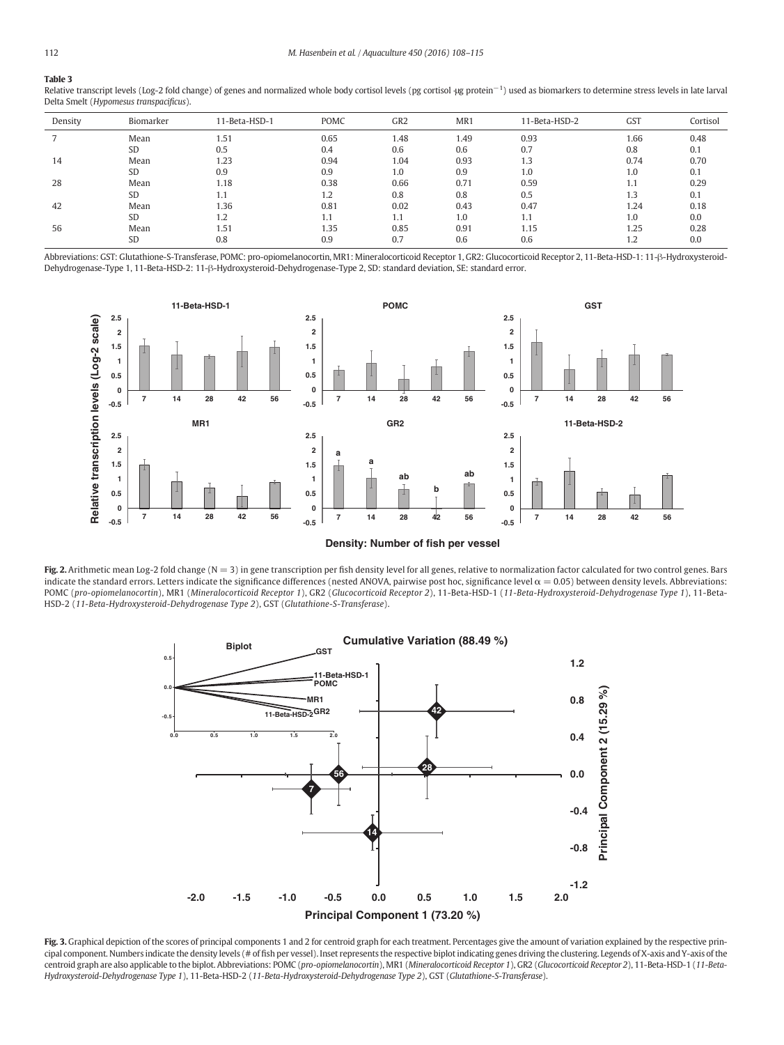**Table 3**

Relative transcript levels (Log-2 fold change) of genes and normalized whole body cortisol levels (pg cortisol ·μg protein$^{-1}$) used as biomarkers to determine stress levels in late larval Delta Smelt (*Hypomesus transpacificus*).

| Density | Biomarker | 11-Beta-HSD-1 | POMC | GR2 | MR1 | 11-Beta-HSD-2 | GST | Cortisol |
|---|---|---|---|---|---|---|---|---|
| 7 | Mean | 1.51 | 0.65 | 1.48 | 1.49 | 0.93 | 1.66 | 0.48 |
| | SD | 0.5 | 0.4 | 0.6 | 0.6 | 0.7 | 0.8 | 0.1 |
| 14 | Mean | 1.23 | 0.94 | 1.04 | 0.93 | 1.3 | 0.74 | 0.70 |
| | SD | 0.9 | 0.9 | 1.0 | 0.9 | 1.0 | 1.0 | 0.1 |
| 28 | Mean | 1.18 | 0.38 | 0.66 | 0.71 | 0.59 | 1.1 | 0.29 |
| | SD | 1.1 | 1.2 | 0.8 | 0.8 | 0.5 | 1.3 | 0.1 |
| 42 | Mean | 1.36 | 0.81 | 0.02 | 0.43 | 0.47 | 1.24 | 0.18 |
| | SD | 1.2 | 1.1 | 1.1 | 1.0 | 1.1 | 1.0 | 0.0 |
| 56 | Mean | 1.51 | 1.35 | 0.85 | 0.91 | 1.15 | 1.25 | 0.28 |
| | SD | 0.8 | 0.9 | 0.7 | 0.6 | 0.6 | 1.2 | 0.0 |

Abbreviations: GST: Glutathione-S-Transferase, POMC: pro-opiomelanocortin, MR1: Mineralocorticoid Receptor 1, GR2: Glucocorticoid Receptor 2, 11-Beta-HSD-1: 11-β-Hydroxysteroid-Dehydrogenase-Type 1, 11-Beta-HSD-2: 11-β-Hydroxysteroid-Dehydrogenase-Type 2, SD: standard deviation, SE: standard error.

**Fig. 2.** Arithmetic mean Log-2 fold change (N = 3) in gene transcription per fish density level for all genes, relative to normalization factor calculated for two control genes. Bars indicate the standard errors. Letters indicate the significance differences (nested ANOVA, pairwise post hoc, significance level $\alpha = 0.05$) between density levels. Abbreviations: POMC (*pro-opiomelanocortin*), MR1 (*Mineralocorticoid Receptor 1*), GR2 (*Glucocorticoid Receptor 2*), 11-Beta-HSD-1 (*11-Beta-Hydroxysteroid-Dehydrogenase Type 1*), 11-Beta-HSD-2 (*11-Beta-Hydroxysteroid-Dehydrogenase Type 2*), GST (*Glutathione-S-Transferase*).

**Fig. 3.** Graphical depiction of the scores of principal components 1 and 2 for centroid graph for each treatment. Percentages give the amount of variation explained by the respective principal component. Numbers indicate the density levels (# of fish per vessel). Inset represents the respective biplot indicating genes driving the clustering. Legends of X-axis and Y-axis of the centroid graph are also applicable to the biplot. Abbreviations: POMC (*pro-opiomelanocortin*), MR1 (*Mineralocorticoid Receptor 1*), GR2 (*Glucocorticoid Receptor 2*), 11-Beta-HSD-1 (*11-Beta-Hydroxysteroid-Dehydrogenase Type 1*), 11-Beta-HSD-2 (*11-Beta-Hydroxysteroid-Dehydrogenase Type 2*), GST (*Glutathione-S-Transferase*).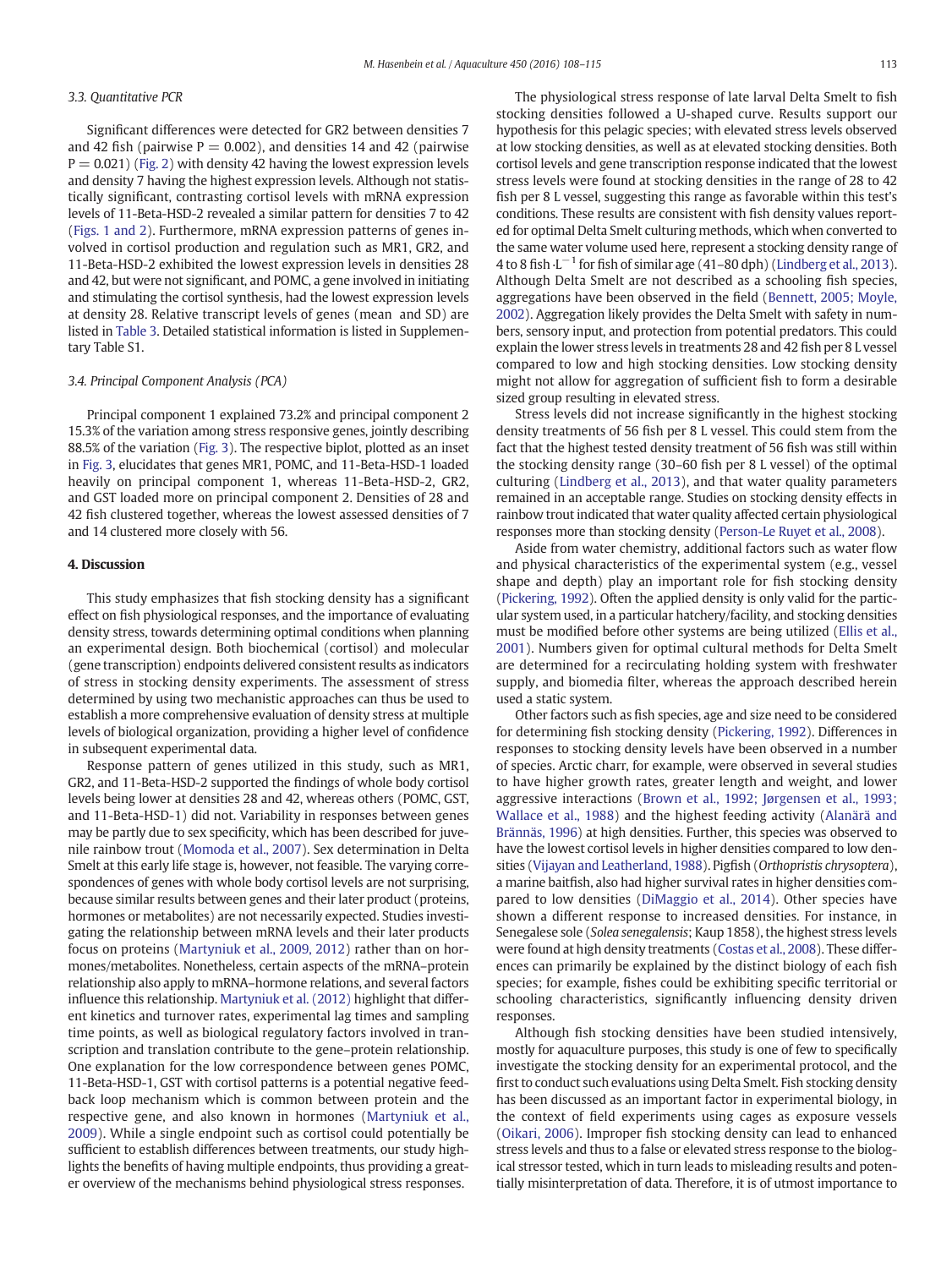### 3.3. Quantitative PCR

Significant differences were detected for GR2 between densities 7 and 42 fish (pairwise $P = 0.002$), and densities 14 and 42 (pairwise $P = 0.021$) (Fig. 2) with density 42 having the lowest expression levels and density 7 having the highest expression levels. Although not statistically significant, contrasting cortisol levels with mRNA expression levels of 11-Beta-HSD-2 revealed a similar pattern for densities 7 to 42 (Figs. 1 and 2). Furthermore, mRNA expression patterns of genes involved in cortisol production and regulation such as MR1, GR2, and 11-Beta-HSD-2 exhibited the lowest expression levels in densities 28 and 42, but were not significant, and POMC, a gene involved in initiating and stimulating the cortisol synthesis, had the lowest expression levels at density 28. Relative transcript levels of genes (mean and SD) are listed in Table 3. Detailed statistical information is listed in Supplementary Table S1.

### 3.4. Principal Component Analysis (PCA)

Principal component 1 explained 73.2% and principal component 2 15.3% of the variation among stress responsive genes, jointly describing 88.5% of the variation (Fig. 3). The respective biplot, plotted as an inset in Fig. 3, elucidates that genes MR1, POMC, and 11-Beta-HSD-1 loaded heavily on principal component 1, whereas 11-Beta-HSD-2, GR2, and GST loaded more on principal component 2. Densities of 28 and 42 fish clustered together, whereas the lowest assessed densities of 7 and 14 clustered more closely with 56.

## 4. Discussion

This study emphasizes that fish stocking density has a significant effect on fish physiological responses, and the importance of evaluating density stress, towards determining optimal conditions when planning an experimental design. Both biochemical (cortisol) and molecular (gene transcription) endpoints delivered consistent results as indicators of stress in stocking density experiments. The assessment of stress determined by using two mechanistic approaches can thus be used to establish a more comprehensive evaluation of density stress at multiple levels of biological organization, providing a higher level of confidence in subsequent experimental data.

Response pattern of genes utilized in this study, such as MR1, GR2, and 11-Beta-HSD-2 supported the findings of whole body cortisol levels being lower at densities 28 and 42, whereas others (POMC, GST, and 11-Beta-HSD-1) did not. Variability in responses between genes may be partly due to sex specificity, which has been described for juvenile rainbow trout (Momoda et al., 2007). Sex determination in Delta Smelt at this early life stage is, however, not feasible. The varying correspondences of genes with whole body cortisol levels are not surprising, because similar results between genes and their later product (proteins, hormones or metabolites) are not necessarily expected. Studies investigating the relationship between mRNA levels and their later products focus on proteins (Martyniuk et al., 2009, 2012) rather than on hormones/metabolites. Nonetheless, certain aspects of the mRNA–protein relationship also apply to mRNA–hormone relations, and several factors influence this relationship. Martyniuk et al. (2012) highlight that different kinetics and turnover rates, experimental lag times and sampling time points, as well as biological regulatory factors involved in transcription and translation contribute to the gene–protein relationship. One explanation for the low correspondence between genes POMC, 11-Beta-HSD-1, GST with cortisol patterns is a potential negative feedback loop mechanism which is common between protein and the respective gene, and also known in hormones (Martyniuk et al., 2009). While a single endpoint such as cortisol could potentially be sufficient to establish differences between treatments, our study highlights the benefits of having multiple endpoints, thus providing a greater overview of the mechanisms behind physiological stress responses.

The physiological stress response of late larval Delta Smelt to fish stocking densities followed a U-shaped curve. Results support our hypothesis for this pelagic species; with elevated stress levels observed at low stocking densities, as well as at elevated stocking densities. Both cortisol levels and gene transcription response indicated that the lowest stress levels were found at stocking densities in the range of 28 to 42 fish per 8 L vessel, suggesting this range as favorable within this test's conditions. These results are consistent with fish density values reported for optimal Delta Smelt culturing methods, which when converted to the same water volume used here, represent a stocking density range of 4 to 8 fish $\cdot L^{-1}$ for fish of similar age (41–80 dph) (Lindberg et al., 2013). Although Delta Smelt are not described as a schooling fish species, aggregations have been observed in the field (Bennett, 2005; Moyle, 2002). Aggregation likely provides the Delta Smelt with safety in numbers, sensory input, and protection from potential predators. This could explain the lower stress levels in treatments 28 and 42 fish per 8 L vessel compared to low and high stocking densities. Low stocking density might not allow for aggregation of sufficient fish to form a desirable sized group resulting in elevated stress.

Stress levels did not increase significantly in the highest stocking density treatments of 56 fish per 8 L vessel. This could stem from the fact that the highest tested density treatment of 56 fish was still within the stocking density range (30–60 fish per 8 L vessel) of the optimal culturing (Lindberg et al., 2013), and that water quality parameters remained in an acceptable range. Studies on stocking density effects in rainbow trout indicated that water quality affected certain physiological responses more than stocking density (Person-Le Ruyet et al., 2008).

Aside from water chemistry, additional factors such as water flow and physical characteristics of the experimental system (e.g., vessel shape and depth) play an important role for fish stocking density (Pickering, 1992). Often the applied density is only valid for the particular system used, in a particular hatchery/facility, and stocking densities must be modified before other systems are being utilized (Ellis et al., 2001). Numbers given for optimal cultural methods for Delta Smelt are determined for a recirculating holding system with freshwater supply, and biomedia filter, whereas the approach described herein used a static system.

Other factors such as fish species, age and size need to be considered for determining fish stocking density (Pickering, 1992). Differences in responses to stocking density levels have been observed in a number of species. Arctic charr, for example, were observed in several studies to have higher growth rates, greater length and weight, and lower aggressive interactions (Brown et al., 1992; Jørgensen et al., 1993; Wallace et al., 1988) and the highest feeding activity (Alanärä and Brännäs, 1996) at high densities. Further, this species was observed to have the lowest cortisol levels in higher densities compared to low densities (Vijayan and Leatherland, 1988). Pigfish (*Orthopristis chrysoptera*), a marine baitfish, also had higher survival rates in higher densities compared to low densities (DiMaggio et al., 2014). Other species have shown a different response to increased densities. For instance, in Senegalese sole (*Solea senegalensis*; Kaup 1858), the highest stress levels were found at high density treatments (Costas et al., 2008). These differences can primarily be explained by the distinct biology of each fish species; for example, fishes could be exhibiting specific territorial or schooling characteristics, significantly influencing density driven responses.

Although fish stocking densities have been studied intensively, mostly for aquaculture purposes, this study is one of few to specifically investigate the stocking density for an experimental protocol, and the first to conduct such evaluations using Delta Smelt. Fish stocking density has been discussed as an important factor in experimental biology, in the context of field experiments using cages as exposure vessels (Oikari, 2006). Improper fish stocking density can lead to enhanced stress levels and thus to a false or elevated stress response to the biological stressor tested, which in turn leads to misleading results and potentially misinterpretation of data. Therefore, it is of utmost importance to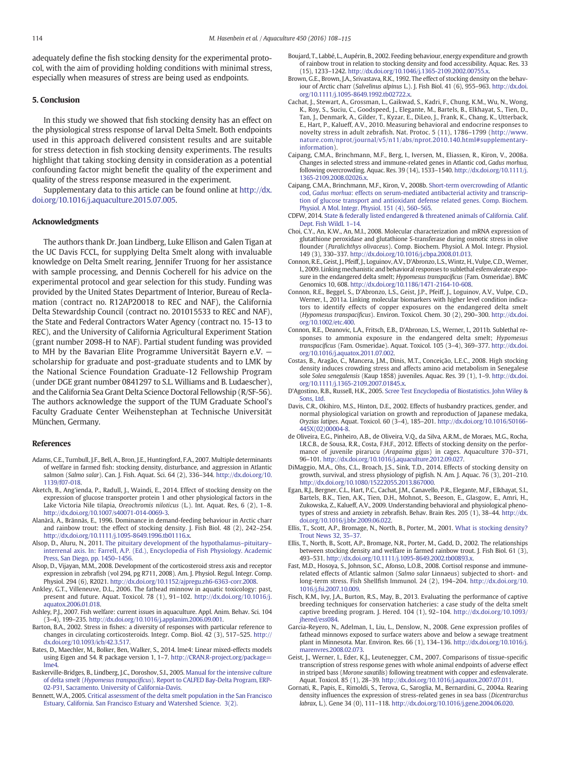adequately define the fish stocking density for the experimental protocol, with the aim of providing holding conditions with minimal stress, especially when measures of stress are being used as endpoints.

## 5. Conclusion

In this study we showed that fish stocking density has an effect on the physiological stress response of larval Delta Smelt. Both endpoints used in this approach delivered consistent results and are suitable for stress detection in fish stocking density experiments. The results highlight that taking stocking density in consideration as a potential confounding factor might benefit the quality of the experiment and quality of the stress response measured in the experiment.

Supplementary data to this article can be found online at http://dx.doi.org/10.1016/j.aquaculture.2015.07.005.

## Acknowledgments

The authors thank Dr. Joan Lindberg, Luke Ellison and Galen Tigan at the UC Davis FCCL, for supplying Delta Smelt along with invaluable knowledge on Delta Smelt rearing, Jennifer Truong for her assistance with sample processing, and Dennis Cocherell for his advice on the experimental protocol and gear selection for this study. Funding was provided by the United States Department of Interior, Bureau of Reclamation (contract no. R12AP20018 to REC and NAF), the California Delta Stewardship Council (contract no. 201015533 to REC and NAF), the State and Federal Contractors Water Agency (contract no. 15-13 to REC), and the University of California Agricultural Experiment Station (grant number 2098-H to NAF). Partial student funding was provided to MH by the Bavarian Elite Programme Universität Bayern e.V. — scholarship for graduate and post-graduate students and to LMK by the National Science Foundation Graduate-12 Fellowship Program (under DGE grant number 0841297 to S.L. Williams and B. Ludaescher), and the California Sea Grant Delta Science Doctoral Fellowship (R/SF-56). The authors acknowledge the support of the TUM Graduate School's Faculty Graduate Center Weihenstephan at Technische Universität München, Germany.

## References

Adams, C.E., Turnbull, J.F., Bell, A., Bron, J.E., Huntingford, F.A., 2007. Multiple determinants of welfare in farmed fish: stocking density, disturbance, and aggression in Atlantic salmon (*Salmo salar*). Can. J. Fish. Aquat. Sci. 64 (2), 336–344. http://dx.doi.org/10.1139/f07-018.

Aketch, B., Ang'ienda, P., Radull, J., Waindi, E., 2014. Effect of stocking density on the expression of glucose transporter protein 1 and other physiological factors in the Lake Victoria Nile tilapia, *Oreochromis niloticus* (L.). Int. Aquat. Res, 6 (2), 1–8. http://dx.doi.org/10.1007/s40071-014-0069-3.

Alanärä, A., Brännäs, E., 1996. Dominance in demand-feeding behaviour in Arctic charr and rainbow trout: the effect of stocking density. J. Fish Biol. 48 (2), 242–254. http://dx.doi.org/10.1111/j.1095-8649.1996.tb01116.x.

Alsop, D., Aluru, N., 2011. The pituitary development of the hypothalamus–pituitary–interrenal axis. In: Farrell, A.P. (Ed.), Encyclopedia of Fish Physiology. Academic Press, San Diego, pp. 1450–1456.

Alsop, D., Vijayan, M.M., 2008. Development of the corticosteroid stress axis and receptor expression in zebrafish (vol 294, pg R711, 2008). Am. J. Physiol. Regul. Integr. Comp. Physiol. 294 (6), R2021. http://dx.doi.org/10.1152/ajpregu.zh6-6363-corr.2008.

Ankley, G.T., Villeneuve, D.L., 2006. The fathead minnow in aquatic toxicology: past, present and future. Aquat. Toxicol. 78 (1), 91–102. http://dx.doi.org/10.1016/j.aquatox.2006.01.018.

Ashley, P.J., 2007. Fish welfare: current issues in aquaculture. Appl. Anim. Behav. Sci. 104 (3–4), 199–235. http://dx.doi.org/10.1016/j.applanim.2006.09.001.

Barton, B.A., 2002. Stress in fishes: a diversity of responses with particular reference to changes in circulating corticosteroids. Integr. Comp. Biol. 42 (3), 517–525. http://dx.doi.org/10.1093/icb/42.3.517.

Bates, D., Maechler, M., Bolker, Ben, Walker, S., 2014. lme4: Linear mixed-effects models using Eigen and S4. R package version 1, 1–7. http://CRAN.R-project.org/package=lme4.

Baskerville-Bridges, B., Lindberg, J.C., Doroshov, S.I., 2005. Manual for the intensive culture of delta smelt (*Hypomesus transpacificus*). Report to CALFED Bay-Delta Program, ERP-02-P31, Sacramento. University of California-Davis.

Bennett, W.A., 2005. Critical assessment of the delta smelt population in the San Francisco Estuary, California. San Francisco Estuary and Watershed Science. 3(2).

Boujard, T., Labbé, L., Aupérin, B., 2002. Feeding behaviour, energy expenditure and growth of rainbow trout in relation to stocking density and food accessibility. Aquac. Res. 33 (15), 1233–1242. http://dx.doi.org/10.1046/j.1365-2109.2002.00755.x.

Brown, G.E., Brown, J.A., Srivastava, R.K., 1992. The effect of stocking density on the behaviour of Arctic charr (*Salvelinus alpinus* L.). J. Fish Biol. 41 (6), 955–963. http://dx.doi.org/10.1111/j.1095-8649.1992.tb02722.x.

Cachat, J., Stewart, A., Grossman, L., Gaikwad, S., Kadri, F., Chung, K.M., Wu, N., Wong, K., Roy, S., Suciu, C., Goodspeed, J., Elegante, M., Bartels, B., Elkhayat, S., Tien, D., Tan, J., Denmark, A., Gilder, T., Kyzar, E., DiLeo, J., Frank, K., Chang, K., Utterback, E., Hart, P., Kalueff, A.V., 2010. Measuring behavioral and endocrine responses to novelty stress in adult zebrafish. Nat. Protoc. 5 (11), 1786–1799 (http://www.nature.com/nprot/journal/v5/n11/abs/nprot.2010.140.html#supplementary-information).

Caipang, C.M.A., Brinchmann, M.F., Berg, I., Iversen, M., Eliassen, R., Kiron, V., 2008a. Changes in selected stress and immune-related genes in Atlantic cod, *Gadus morhua*, following overcrowding. Aquac. Res. 39 (14), 1533–1540. http://dx.doi.org/10.1111/j.1365-2109.2008.02026.x.

Caipang, C.M.A., Brinchmann, M.F., Kiron, V., 2008b. Short-term overcrowding of Atlantic cod, *Gadus morhua*: effects on serum-mediated antibacterial activity and transcription of glucose transport and antioxidant defense related genes. Comp. Biochem. Physiol. A Mol. Integr. Physiol. 151 (4), 560–565.

CDFW, 2014. State & federally listed endangered & threatened animals of California. Calif. Dept. Fish Wildl. 1–14.

Choi, C.Y., An, K.W., An, M.I., 2008. Molecular characterization and mRNA expression of glutathione peroxidase and glutathione S-transferase during osmotic stress in olive flounder (*Paralichthys olivaceus*). Comp. Biochem. Physiol. A Mol. Integr. Physiol. 149 (3), 330–337. http://dx.doi.org/10.1016/j.cbpa.2008.01.013.

Connon, R.E., Geist, J., Pfeiff, J., Loguinov, A.V., D'Abronzo, L.S., Wintz, H., Vulpe, C.D., Werner, I., 2009. Linking mechanistic and behavioral responses to sublethal esfenvalerate exposure in the endangered delta smelt; *Hypomesus transpacificus* (Fam. Osmeridae). BMC Genomics 10, 608. http://dx.doi.org/10.1186/1471-2164-10-608.

Connon, R.E., Beggel, S., D'Abronzo, L.S., Geist, J.P., Pfeiff, J., Loguinov, A.V., Vulpe, C.D., Werner, I., 2011a. Linking molecular biomarkers with higher level condition indicators to identify effects of copper exposures on the endangered delta smelt (*Hypomesus transpacificus*). Environ. Toxicol. Chem. 30 (2), 290–300. http://dx.doi.org/10.1002/etc.400.

Connon, R.E., Deanovic, L.A., Fritsch, E.B., D'Abronzo, L.S., Werner, I., 2011b. Sublethal responses to ammonia exposure in the endangered delta smelt; *Hypomesus transpacificus* (Fam. Osmeridae). Aquat. Toxicol. 105 (3–4), 369–377. http://dx.doi.org/10.1016/j.aquatox.2011.07.002.

Costas, B., Aragão, C., Mancera, J.M., Dinis, M.T., Conceição, L.E.C., 2008. High stocking density induces crowding stress and affects amino acid metabolism in Senegalese sole *Solea senegalensis* (Kaup 1858) juveniles. Aquac. Res. 39 (1), 1–9. http://dx.doi.org/10.1111/j.1365-2109.2007.01845.x.

D'Agostino, R.B., Russell, H.K., 2005. Scree Test Encyclopedia of Biostatistics. John Wiley & Sons, Ltd.

Davis, C.R., Okihiro, M.S., Hinton, D.E., 2002. Effects of husbandry practices, gender, and normal physiological variation on growth and reproduction of Japanese medaka, *Oryzias latipes*. Aquat. Toxicol. 60 (3–4), 185–201. http://dx.doi.org/10.1016/S0166-445X(02)00004-8.

de Oliveira, E.G., Pinheiro, A.B., de Oliveira, V.Q., da Silva, A.R.M., de Moraes, M.G., Rocha, I.R.C.B., de Sousa, R.R., Costa, F.H.F., 2012. Effects of stocking density on the performance of juvenile pirarucu (*Arapaima gigas*) in cages. Aquaculture 370–371, 96–101. http://dx.doi.org/10.1016/j.aquaculture.2012.09.027.

DiMaggio, M.A., Ohs, C.L., Broach, J.S., Sink, T.D., 2014. Effects of stocking density on growth, survival, and stress physiology of pigfish. N. Am. J. Aquac. 76 (3), 201–210. http://dx.doi.org/10.1080/15222055.2013.867000.

Egan, R.J., Bergner, C.L., Hart, P.C., Cachat, J.M., Canavello, P.R., Elegante, M.F., Elkhayat, S.I., Bartels, B.K., Tien, A.K., Tien, D.H., Mohnot, S., Beeson, E., Glasgow, E., Amri, H., Zukowska, Z., Kalueff, A.V., 2009. Understanding behavioral and physiological phenotypes of stress and anxiety in zebrafish. Behav. Brain Res. 205 (1), 38–44. http://dx.doi.org/10.1016/j.bbr.2009.06.022.

Ellis, T., Scott, A.P., Bromage, N., North, B., Porter, M., 2001. What is stocking density? Trout News 32, 35–37.

Ellis, T., North, B., Scott, A.P., Bromage, N.R., Porter, M., Gadd, D., 2002. The relationships between stocking density and welfare in farmed rainbow trout. J. Fish Biol. 61 (3), 493–531. http://dx.doi.org/10.1111/j.1095-8649.2002.tb00893.x.

Fast, M.D., Hosoya, S., Johnson, S.C., Afonso, L.O.B., 2008. Cortisol response and immune-related effects of Atlantic salmon (*Salmo salar* Linnaeus) subjected to short- and long-term stress. Fish Shellfish Immunol. 24 (2), 194–204. http://dx.doi.org/10.1016/j.fsi.2007.10.009.

Fisch, K.M., Ivy, J.A., Burton, R.S., May, B., 2013. Evaluating the performance of captive breeding techniques for conservation hatcheries: a case study of the delta smelt captive breeding program. J. Hered. 104 (1), 92–104. http://dx.doi.org/10.1093/jhered/ess084.

Garcia-Reyero, N., Adelman, I., Liu, L., Denslow, N., 2008. Gene expression profiles of fathead minnows exposed to surface waters above and below a sewage treatment plant in Minnesota. Mar. Environ. Res. 66 (1), 134–136. http://dx.doi.org/10.1016/j.marenvres.2008.02.073.

Geist, J., Werner, I., Eder, K.J., Leutenegger, C.M., 2007. Comparisons of tissue-specific transcription of stress response genes with whole animal endpoints of adverse effect in striped bass (*Morone saxatilis*) following treatment with copper and esfenvalerate. Aquat. Toxicol. 85 (1), 28–39. http://dx.doi.org/10.1016/j.aquatox.2007.07.011.

Gornati, R., Papis, E., Rimoldi, S., Terova, G., Saroglia, M., Bernardini, G., 2004a. Rearing density influences the expression of stress-related genes in sea bass (*Dicentrarchus labrax*, L.). Gene 34 (0), 111–118. http://dx.doi.org/10.1016/j.gene.2004.06.020.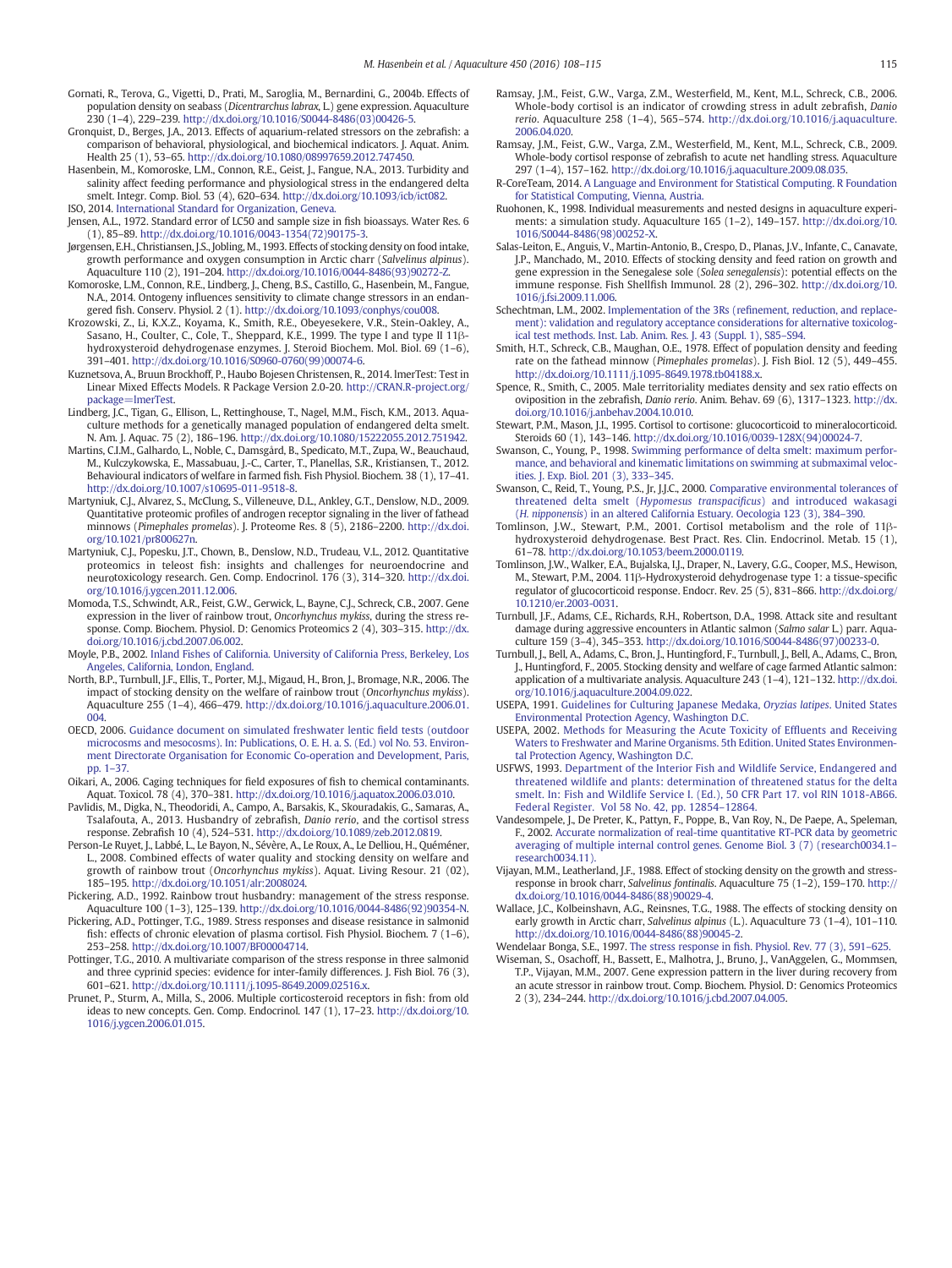Gornati, R., Terova, G., Vigetti, D., Prati, M., Saroglia, M., Bernardini, G., 2004b. Effects of population density on seabass (*Dicentrarchus labrax*, L.) gene expression. Aquaculture 230 (1–4), 229–239. http://dx.doi.org/10.1016/S0044-8486(03)00426-5.

Gronquist, D., Berges, J.A., 2013. Effects of aquarium-related stressors on the zebrafish: a comparison of behavioral, physiological, and biochemical indicators. J. Aquat. Anim. Health 25 (1), 53–65. http://dx.doi.org/10.1080/08997659.2012.747450.

Hasenbein, M., Komoroske, L.M., Connon, R.E., Geist, J., Fangue, N.A., 2013. Turbidity and salinity affect feeding performance and physiological stress in the endangered delta smelt. Integr. Comp. Biol. 53 (4), 620–634. http://dx.doi.org/10.1093/icb/ict082.

ISO, 2014. International Standard for Organization, Geneva.

Jensen, A.L., 1972. Standard error of LC50 and sample size in fish bioassays. Water Res. 6 (1), 85–89. http://dx.doi.org/10.1016/0043-1354(72)90175-3.

Jørgensen, E.H., Christiansen, J.S., Jobling, M., 1993. Effects of stocking density on food intake, growth performance and oxygen consumption in Arctic charr (*Salvelinus alpinus*). Aquaculture 110 (2), 191–204. http://dx.doi.org/10.1016/0044-8486(93)90272-Z.

Komoroske, L.M., Connon, R.E., Lindberg, J., Cheng, B.S., Castillo, G., Hasenbein, M., Fangue, N.A., 2014. Ontogeny influences sensitivity to climate change stressors in an endangered fish. Conserv. Physiol. 2 (1). http://dx.doi.org/10.1093/conphys/cou008.

Krozowski, Z., Li, K.X.Z., Koyama, K., Smith, R.E., Obeyesekere, V.R., Stein-Oakley, A., Sasano, H., Coulter, C., Cole, T., Sheppard, K.E., 1999. The type I and type II 11β-hydroxysteroid dehydrogenase enzymes. J. Steroid Biochem. Mol. Biol. 69 (1–6), 391–401. http://dx.doi.org/10.1016/S0960-0760(99)00074-6.

Kuznetsova, A., Bruun Brockhoff, P., Haubo Bojesen Christensen, R., 2014. lmerTest: Test in Linear Mixed Effects Models. R Package Version 2.0-20. http://CRAN.R-project.org/package=lmerTest.

Lindberg, J.C., Tigan, G., Ellison, L., Rettinghouse, T., Nagel, M.M., Fisch, K.M., 2013. Aquaculture methods for a genetically managed population of endangered delta smelt. N. Am. J. Aquac. 75 (2), 186–196. http://dx.doi.org/10.1080/15222055.2012.751942.

Martins, C.I.M., Galhardo, L., Noble, C., Damsgård, B., Spedicato, M.T., Zupa, W., Beauchaud, M., Kulczykowska, E., Massabuau, J.-C., Carter, T., Planellas, S.R., Kristiansen, T., 2012. Behavioural indicators of welfare in farmed fish. Fish Physiol. Biochem. 38 (1), 17–41. http://dx.doi.org/10.1007/s10695-011-9518-8.

Martyniuk, C.J., Alvarez, S., McClung, S., Villeneuve, D.L., Ankley, G.T., Denslow, N.D., 2009. Quantitative proteomic profiles of androgen receptor signaling in the liver of fathead minnows (*Pimephales promelas*). J. Proteome Res. 8 (5), 2186–2200. http://dx.doi.org/10.1021/pr800627n.

Martyniuk, C.J., Popesku, J.T., Chown, B., Denslow, N.D., Trudeau, V.L., 2012. Quantitative proteomics in teleost fish: insights and challenges for neuroendocrine and neurotoxicology research. Gen. Comp. Endocrinol. 176 (3), 314–320. http://dx.doi.org/10.1016/j.ygcen.2011.12.006.

Momoda, T.S., Schwindt, A.R., Feist, G.W., Gerwick, L., Bayne, C.J., Schreck, C.B., 2007. Gene expression in the liver of rainbow trout, *Oncorhynchus mykiss*, during the stress response. Comp. Biochem. Physiol. D: Genomics Proteomics 2 (4), 303–315. http://dx.doi.org/10.1016/j.cbd.2007.06.002.

Moyle, P.B., 2002. Inland Fishes of California. University of California Press, Berkeley, Los Angeles, California, London, England.

North, B.P., Turnbull, J.F., Ellis, T., Porter, M.J., Migaud, H., Bron, J., Bromage, N.R., 2006. The impact of stocking density on the welfare of rainbow trout (*Oncorhynchus mykiss*). Aquaculture 255 (1–4), 466–479. http://dx.doi.org/10.1016/j.aquaculture.2006.01.004.

OECD, 2006. Guidance document on simulated freshwater lentic field tests (outdoor microcosms and mesocosms). In: Publications, O. E. H. a. S. (Ed.) vol No. 53. Environment Directorate Organisation for Economic Co-operation and Development, Paris, pp. 1–37.

Oikari, A., 2006. Caging techniques for field exposures of fish to chemical contaminants. Aquat. Toxicol. 78 (4), 370–381. http://dx.doi.org/10.1016/j.aquatox.2006.03.010.

Pavlidis, M., Digka, N., Theodoridi, A., Campo, A., Barsakis, K., Skouradakis, G., Samaras, A., Tsalafouta, A., 2013. Husbandry of zebrafish, *Danio rerio*, and the cortisol stress response. Zebrafish 10 (4), 524–531. http://dx.doi.org/10.1089/zeb.2012.0819.

Person-Le Ruyet, J., Labbé, L., Le Bayon, N., Sévère, A., Le Roux, A., Le Delliou, H., Quéméner, L., 2008. Combined effects of water quality and stocking density on welfare and growth of rainbow trout (*Oncorhynchus mykiss*). Aquat. Living Resour. 21 (02), 185–195. http://dx.doi.org/10.1051/alr:2008024.

Pickering, A.D., 1992. Rainbow trout husbandry: management of the stress response. Aquaculture 100 (1–3), 125–139. http://dx.doi.org/10.1016/0044-8486(92)90354-N.

Pickering, A.D., Pottinger, T.G., 1989. Stress responses and disease resistance in salmonid fish: effects of chronic elevation of plasma cortisol. Fish Physiol. Biochem. 7 (1–6), 253–258. http://dx.doi.org/10.1007/BF00004714.

Pottinger, T.G., 2010. A multivariate comparison of the stress response in three salmonid and three cyprinid species: evidence for inter-family differences. J. Fish Biol. 76 (3), 601–621. http://dx.doi.org/10.1111/j.1095-8649.2009.02516.x.

Prunet, P., Sturm, A., Milla, S., 2006. Multiple corticosteroid receptors in fish: from old ideas to new concepts. Gen. Comp. Endocrinol. 147 (1), 17–23. http://dx.doi.org/10.1016/j.ygcen.2006.01.015.

Ramsay, J.M., Feist, G.W., Varga, Z.M., Westerfield, M., Kent, M.L., Schreck, C.B., 2006. Whole-body cortisol is an indicator of crowding stress in adult zebrafish, *Danio rerio*. Aquaculture 258 (1–4), 565–574. http://dx.doi.org/10.1016/j.aquaculture.2006.04.020.

Ramsay, J.M., Feist, G.W., Varga, Z.M., Westerfield, M., Kent, M.L., Schreck, C.B., 2009. Whole-body cortisol response of zebrafish to acute net handling stress. Aquaculture 297 (1–4), 157–162. http://dx.doi.org/10.1016/j.aquaculture.2009.08.035.

R-CoreTeam, 2014. A Language and Environment for Statistical Computing. R Foundation for Statistical Computing, Vienna, Austria.

Ruohonen, K., 1998. Individual measurements and nested designs in aquaculture experiments: a simulation study. Aquaculture 165 (1–2), 149–157. http://dx.doi.org/10.1016/S0044-8486(98)00252-X.

Salas-Leiton, E., Anguis, V., Martin-Antonio, B., Crespo, D., Planas, J.V., Infante, C., Canavate, J.P., Manchado, M., 2010. Effects of stocking density and feed ration on growth and gene expression in the Senegalese sole (*Solea senegalensis*): potential effects on the immune response. Fish Shellfish Immunol. 28 (2), 296–302. http://dx.doi.org/10.1016/j.fsi.2009.11.006.

Schechtman, L.M., 2002. Implementation of the 3Rs (refinement, reduction, and replacement): validation and regulatory acceptance considerations for alternative toxicological test methods. Inst. Lab. Anim. Res. J. 43 (Suppl. 1), S85–S94.

Smith, H.T., Schreck, C.B., Maughan, O.E., 1978. Effect of population density and feeding rate on the fathead minnow (*Pimephales promelas*). J. Fish Biol. 12 (5), 449–455. http://dx.doi.org/10.1111/j.1095-8649.1978.tb04188.x.

Spence, R., Smith, C., 2005. Male territoriality mediates density and sex ratio effects on oviposition in the zebrafish, *Danio rerio*. Anim. Behav. 69 (6), 1317–1323. http://dx.doi.org/10.1016/j.anbehav.2004.10.010.

Stewart, P.M., Mason, J.I., 1995. Cortisol to cortisone: glucocorticoid to mineralocorticoid. Steroids 60 (1), 143–146. http://dx.doi.org/10.1016/0039-128X(94)00024-7.

Swanson, C., Young, P., 1998. Swimming performance of delta smelt: maximum performance, and behavioral and kinematic limitations on swimming at submaximal velocities. J. Exp. Biol. 201 (3), 333–345.

Swanson, C., Reid, T., Young, P.S., Jr, J.J.C., 2000. Comparative environmental tolerances of threatened delta smelt (*Hypomesus transpacificus*) and introduced wakasagi (*H. nipponensis*) in an altered California Estuary. Oecologia 123 (3), 384–390.

Tomlinson, J.W., Stewart, P.M., 2001. Cortisol metabolism and the role of 11β-hydroxysteroid dehydrogenase. Best Pract. Res. Clin. Endocrinol. Metab. 15 (1), 61–78. http://dx.doi.org/10.1053/beem.2000.0119.

Tomlinson, J.W., Walker, E.A., Bujalska, I.J., Draper, N., Lavery, G.G., Cooper, M.S., Hewison, M., Stewart, P.M., 2004. 11β-Hydroxysteroid dehydrogenase type 1: a tissue-specific regulator of glucocorticoid response. Endocr. Rev. 25 (5), 831–866. http://dx.doi.org/10.1210/er.2003-0031.

Turnbull, J.F., Adams, C.E., Richards, R.H., Robertson, D.A., 1998. Attack site and resultant damage during aggressive encounters in Atlantic salmon (*Salmo salar* L.) parr. Aquaculture 159 (3–4), 345–353. http://dx.doi.org/10.1016/S0044-8486(97)00233-0.

Turnbull, J., Bell, A., Adams, C., Bron, J., Huntingford, F., Turnbull, J., Bell, A., Adams, C., Bron, J., Huntingford, F., 2005. Stocking density and welfare of cage farmed Atlantic salmon: application of a multivariate analysis. Aquaculture 243 (1–4), 121–132. http://dx.doi.org/10.1016/j.aquaculture.2004.09.022.

USEPA, 1991. Guidelines for Culturing Japanese Medaka, *Oryzias latipes*. United States Environmental Protection Agency, Washington D.C.

USEPA, 2002. Methods for Measuring the Acute Toxicity of Effluents and Receiving Waters to Freshwater and Marine Organisms. 5th Edition. United States Environmental Protection Agency, Washington D.C.

USFWS, 1993. Department of the Interior Fish and Wildlife Service, Endangered and threatened wildlife and plants: determination of threatened status for the delta smelt. In: Fish and Wildlife Service I. (Ed.), 50 CFR Part 17. vol RIN 1018-AB66. Federal Register. Vol 58 No. 42, pp. 12854–12864.

Vandesompele, J., De Preter, K., Pattyn, F., Poppe, B., Van Roy, N., De Paepe, A., Speleman, F., 2002. Accurate normalization of real-time quantitative RT-PCR data by geometric averaging of multiple internal control genes. Genome Biol. 3 (7) (research0034.1–research0034.11).

Vijayan, M.M., Leatherland, J.F., 1988. Effect of stocking density on the growth and stress-response in brook charr, *Salvelinus fontinalis*. Aquaculture 75 (1–2), 159–170. http://dx.doi.org/10.1016/0044-8486(88)90029-4.

Wallace, J.C., Kolbeinshavn, A.G., Reinsnes, T.G., 1988. The effects of stocking density on early growth in Arctic charr, *Salvelinus alpinus* (L.). Aquaculture 73 (1–4), 101–110. http://dx.doi.org/10.1016/0044-8486(88)90045-2.

Wendelaar Bonga, S.E., 1997. The stress response in fish. Physiol. Rev. 77 (3), 591–625.

Wiseman, S., Osachoff, H., Bassett, E., Malhotra, J., Bruno, J., VanAggelen, G., Mommsen, T.P., Vijayan, M.M., 2007. Gene expression pattern in the liver during recovery from an acute stressor in rainbow trout. Comp. Biochem. Physiol. D: Genomics Proteomics 2 (3), 234–244. http://dx.doi.org/10.1016/j.cbd.2007.04.005.